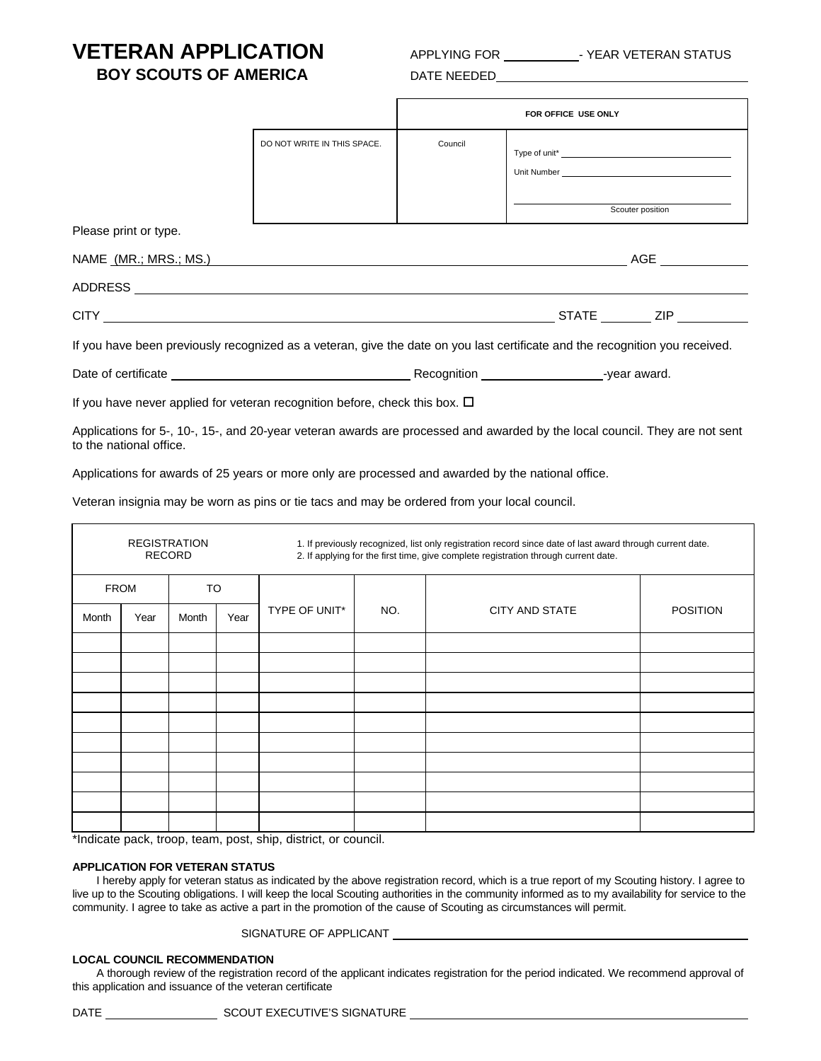# VETERAN APPLICATION

## BOY SCOUTS OF AMERICA

APPLYING FOR ________ - YEAR VETERAN STATUS

DATE NEEDED ________________________________

| DO NOT WRITE IN THIS SPACE. | FOR OFFICE USE ONLY | |
|---|---|---|
| | Council | Type of unit* ______________ |
| | | Unit Number ______________ |
| | | ______________ Scouter position |

Please print or type.

NAME (MR.; MRS.; MS.) ________________________________________ AGE __________

ADDRESS ________________________________________________________________

CITY ____________________________________________ STATE ________ ZIP __________

If you have been previously recognized as a veteran, give the date on you last certificate and the recognition you received.

Date of certificate ______________________ Recognition ______________ -year award.

If you have never applied for veteran recognition before, check this box. ☐

Applications for 5-, 10-, 15-, and 20-year veteran awards are processed and awarded by the local council. They are not sent to the national office.

Applications for awards of 25 years or more only are processed and awarded by the national office.

Veteran insignia may be worn as pins or tie tacs and may be ordered from your local council.

REGISTRATION RECORD

1. If previously recognized, list only registration record since date of last award through current date.
2. If applying for the first time, give complete registration through current date.

| FROM | | TO | | TYPE OF UNIT* | NO. | CITY AND STATE | POSITION |
|---|---|---|---|---|---|---|---|
| Month | Year | Month | Year | | | | |
| | | | | | | | |
| | | | | | | | |
| | | | | | | | |
| | | | | | | | |
| | | | | | | | |
| | | | | | | | |
| | | | | | | | |
| | | | | | | | |
| | | | | | | | |
| | | | | | | | |

*Indicate pack, troop, team, post, ship, district, or council.

**APPLICATION FOR VETERAN STATUS**

I hereby apply for veteran status as indicated by the above registration record, which is a true report of my Scouting history. I agree to live up to the Scouting obligations. I will keep the local Scouting authorities in the community informed as to my availability for service to the community. I agree to take as active a part in the promotion of the cause of Scouting as circumstances will permit.

SIGNATURE OF APPLICANT ________________________________

**LOCAL COUNCIL RECOMMENDATION**

A thorough review of the registration record of the applicant indicates registration for the period indicated. We recommend approval of this application and issuance of the veteran certificate

DATE ______________ SCOUT EXECUTIVE'S SIGNATURE ________________________________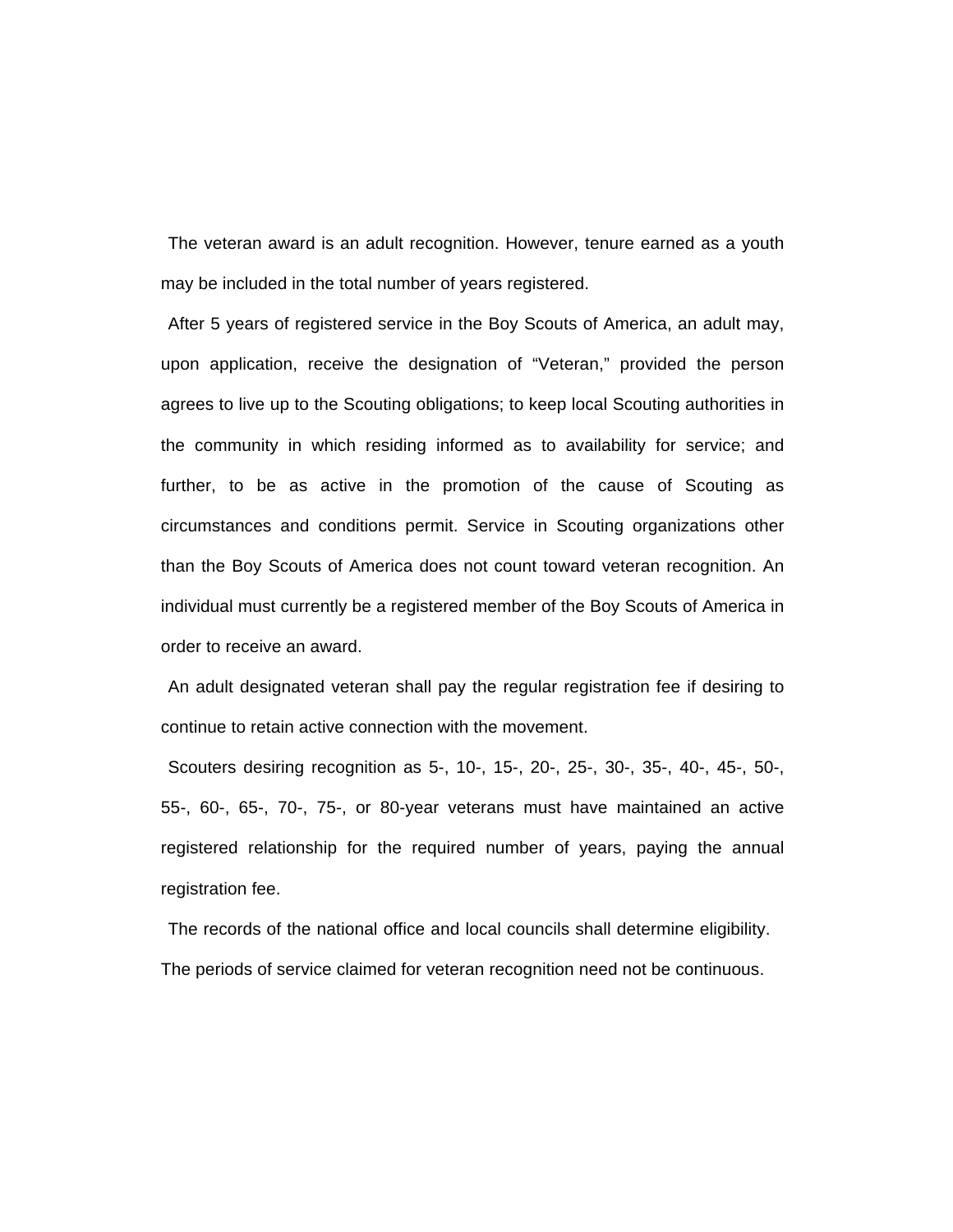The veteran award is an adult recognition. However, tenure earned as a youth may be included in the total number of years registered.

After 5 years of registered service in the Boy Scouts of America, an adult may, upon application, receive the designation of “Veteran,” provided the person agrees to live up to the Scouting obligations; to keep local Scouting authorities in the community in which residing informed as to availability for service; and further, to be as active in the promotion of the cause of Scouting as circumstances and conditions permit. Service in Scouting organizations other than the Boy Scouts of America does not count toward veteran recognition. An individual must currently be a registered member of the Boy Scouts of America in order to receive an award.

An adult designated veteran shall pay the regular registration fee if desiring to continue to retain active connection with the movement.

Scouters desiring recognition as 5-, 10-, 15-, 20-, 25-, 30-, 35-, 40-, 45-, 50-, 55-, 60-, 65-, 70-, 75-, or 80-year veterans must have maintained an active registered relationship for the required number of years, paying the annual registration fee.

The records of the national office and local councils shall determine eligibility. The periods of service claimed for veteran recognition need not be continuous.